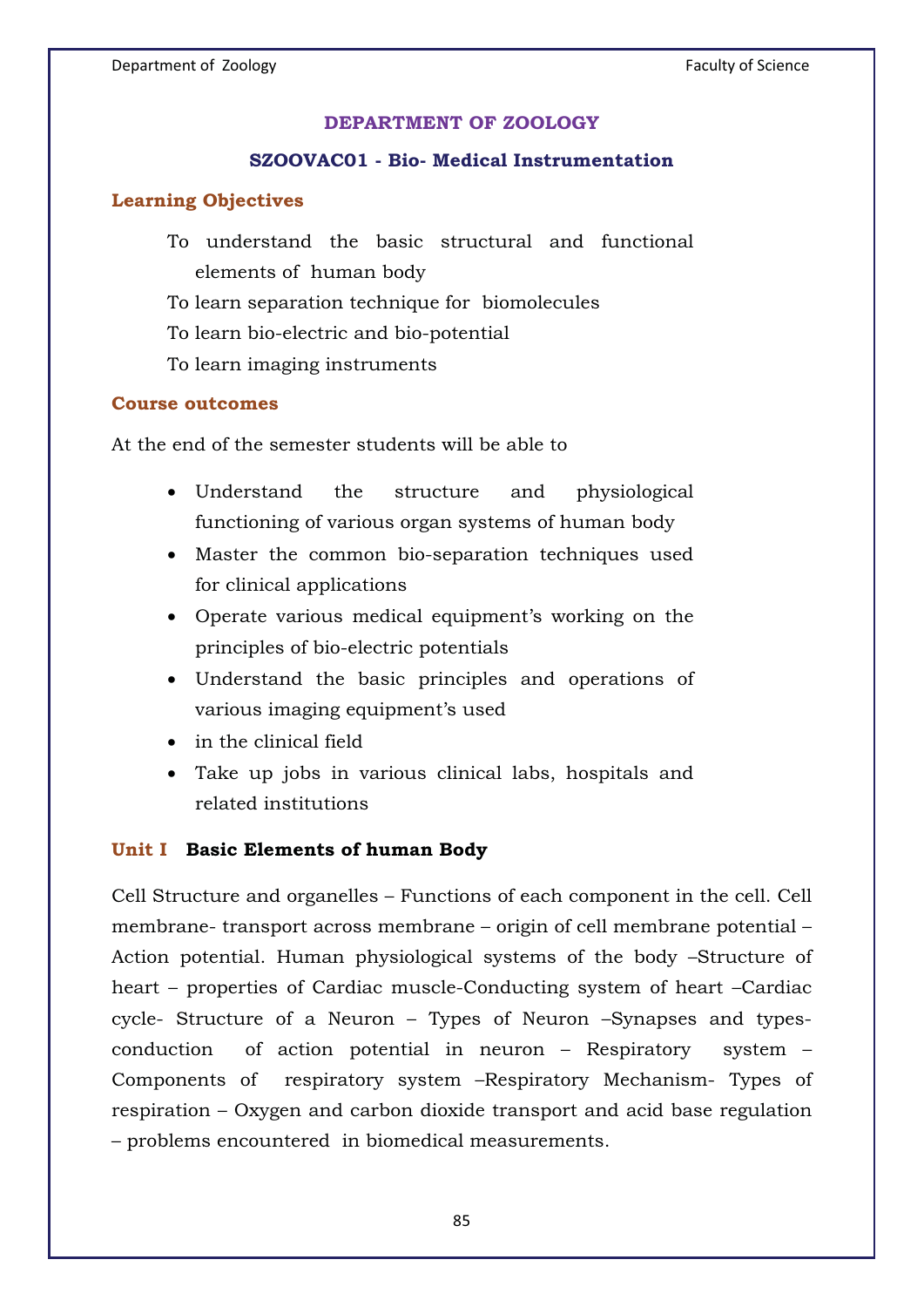# DEPARTMENT OF ZOOLOGY

## SZOOVAC01 - Bio- Medical Instrumentation

### Learning Objectives

To understand the basic structural and functional elements of human body

To learn separation technique for biomolecules

To learn bio-electric and bio-potential

To learn imaging instruments

### Course outcomes

At the end of the semester students will be able to

- Understand the structure and physiological functioning of various organ systems of human body
- Master the common bio-separation techniques used for clinical applications
- Operate various medical equipment's working on the principles of bio-electric potentials
- Understand the basic principles and operations of various imaging equipment's used
- in the clinical field
- Take up jobs in various clinical labs, hospitals and related institutions

### Unit I Basic Elements of human Body

Cell Structure and organelles – Functions of each component in the cell. Cell membrane- transport across membrane – origin of cell membrane potential – Action potential. Human physiological systems of the body –Structure of heart – properties of Cardiac muscle-Conducting system of heart –Cardiac cycle- Structure of a Neuron – Types of Neuron –Synapses and types-conduction of action potential in neuron – Respiratory system – Components of respiratory system –Respiratory Mechanism- Types of respiration – Oxygen and carbon dioxide transport and acid base regulation – problems encountered in biomedical measurements.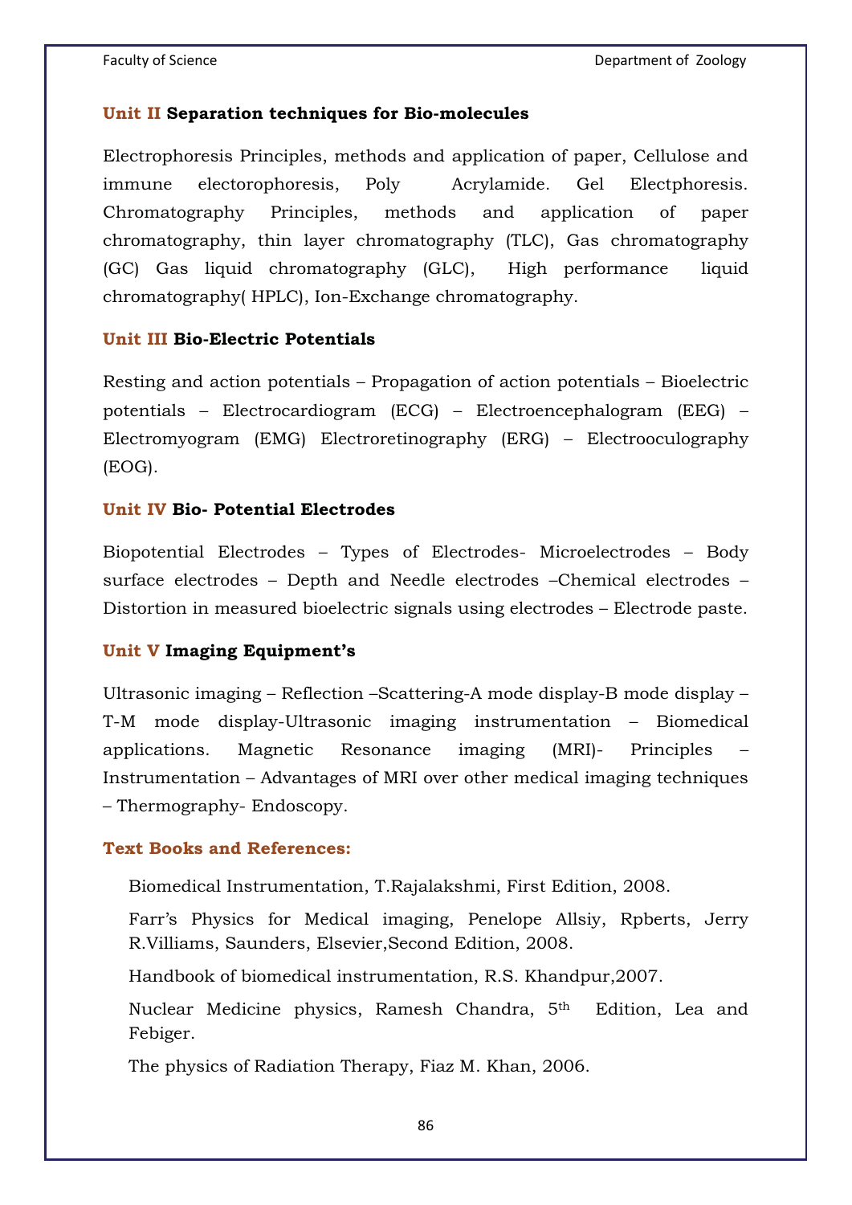## Unit II Separation techniques for Bio-molecules

Electrophoresis Principles, methods and application of paper, Cellulose and immune electorophoresis, Poly Acrylamide. Gel Electphoresis. Chromatography Principles, methods and application of paper chromatography, thin layer chromatography (TLC), Gas chromatography (GC) Gas liquid chromatography (GLC), High performance liquid chromatography( HPLC), Ion-Exchange chromatography.

## Unit III Bio-Electric Potentials

Resting and action potentials – Propagation of action potentials – Bioelectric potentials – Electrocardiogram (ECG) – Electroencephalogram (EEG) – Electromyogram (EMG) Electroretinography (ERG) – Electrooculography (EOG).

## Unit IV Bio- Potential Electrodes

Biopotential Electrodes – Types of Electrodes- Microelectrodes – Body surface electrodes – Depth and Needle electrodes –Chemical electrodes – Distortion in measured bioelectric signals using electrodes – Electrode paste.

## Unit V Imaging Equipment's

Ultrasonic imaging – Reflection –Scattering-A mode display-B mode display – T-M mode display-Ultrasonic imaging instrumentation – Biomedical applications. Magnetic Resonance imaging (MRI)- Principles – Instrumentation – Advantages of MRI over other medical imaging techniques – Thermography- Endoscopy.

## Text Books and References:

Biomedical Instrumentation, T.Rajalakshmi, First Edition, 2008.

Farr's Physics for Medical imaging, Penelope Allsiy, Rpberts, Jerry R.Villiams, Saunders, Elsevier,Second Edition, 2008.

Handbook of biomedical instrumentation, R.S. Khandpur,2007.

Nuclear Medicine physics, Ramesh Chandra, 5th Edition, Lea and Febiger.

The physics of Radiation Therapy, Fiaz M. Khan, 2006.